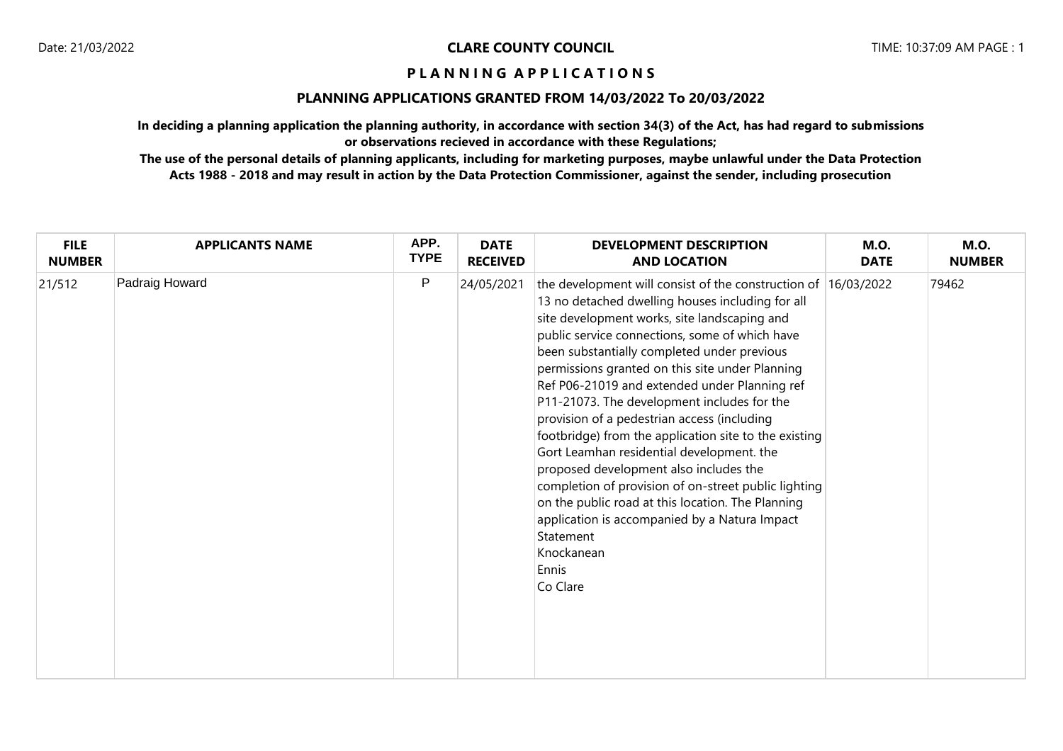**CLARE COUNTY COUNCIL**

Date: 21/03/2022 TIME: 10:37:09 AM PAGE : 1

# P L A N N I N G A P P L I C A T I O N S

## PLANNING APPLICATIONS GRANTED FROM 14/03/2022 To 20/03/2022

**In deciding a planning application the planning authority, in accordance with section 34(3) of the Act, has had regard to submissions or observations recieved in accordance with these Regulations;**

**The use of the personal details of planning applicants, including for marketing purposes, maybe unlawful under the Data Protection Acts 1988 - 2018 and may result in action by the Data Protection Commissioner, against the sender, including prosecution**

| FILE NUMBER | APPLICANTS NAME | APP. TYPE | DATE RECEIVED | DEVELOPMENT DESCRIPTION AND LOCATION | M.O. DATE | M.O. NUMBER |
|---|---|---|---|---|---|---|
| 21/512 | Padraig Howard | P | 24/05/2021 | the development will consist of the construction of 13 no detached dwelling houses including for all site development works, site landscaping and public service connections, some of which have been substantially completed under previous permissions granted on this site under Planning Ref P06-21019 and extended under Planning ref P11-21073. The development includes for the provision of a pedestrian access (including footbridge) from the application site to the existing Gort Leamhan residential development. the proposed development also includes the completion of provision of on-street public lighting on the public road at this location. The Planning application is accompanied by a Natura Impact Statement<br>Knockanean<br>Ennis<br>Co Clare | 16/03/2022 | 79462 |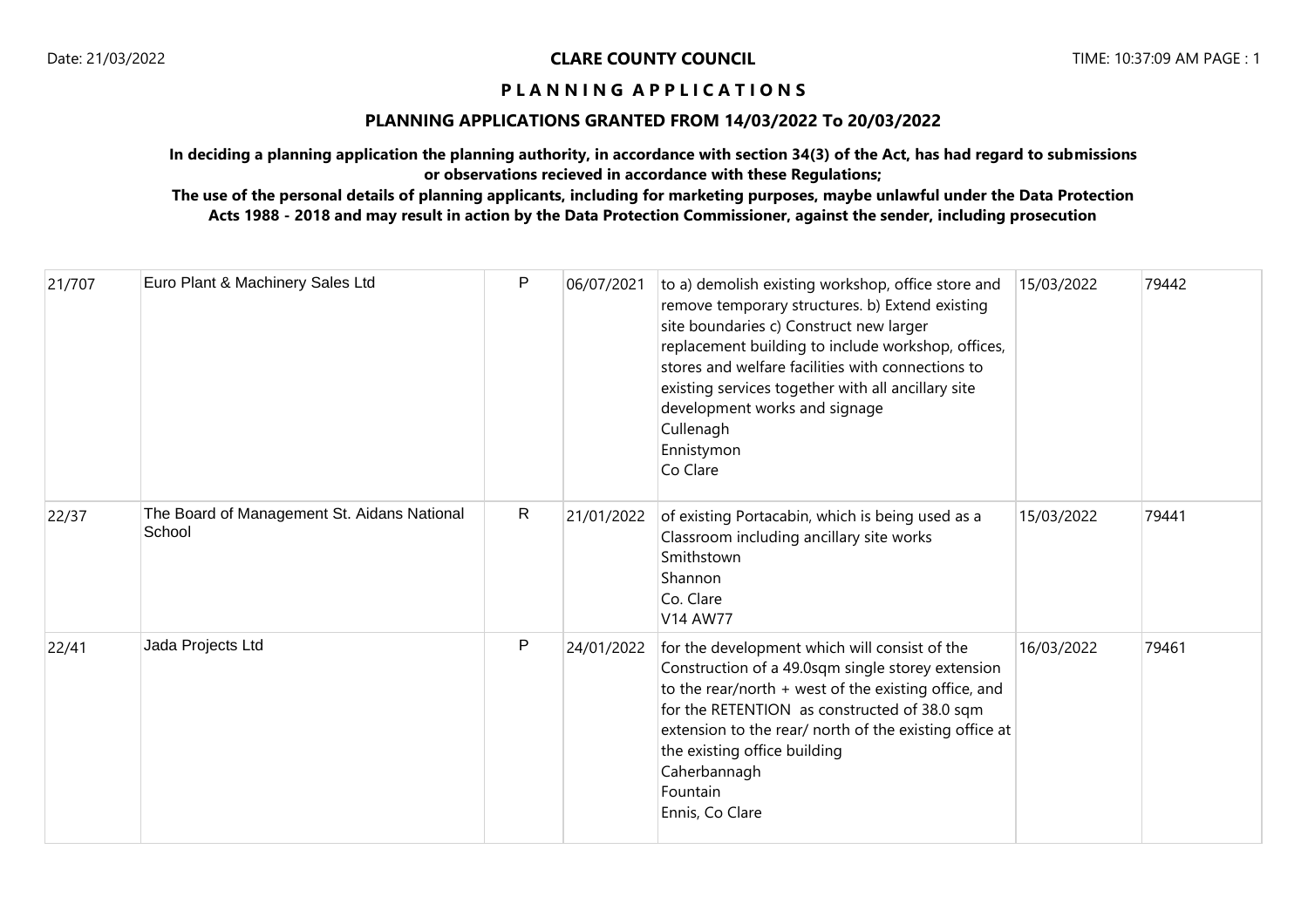**CLARE COUNTY COUNCIL**

**P L A N N I N G A P P L I C A T I O N S**

**PLANNING APPLICATIONS GRANTED FROM 14/03/2022 To 20/03/2022**

**In deciding a planning application the planning authority, in accordance with section 34(3) of the Act, has had regard to submissions or observations recieved in accordance with these Regulations;**

**The use of the personal details of planning applicants, including for marketing purposes, maybe unlawful under the Data Protection Acts 1988 - 2018 and may result in action by the Data Protection Commissioner, against the sender, including prosecution**

| | | | | | | |
|---|---|---|---|---|---|---|
| 21/707 | Euro Plant & Machinery Sales Ltd | P | 06/07/2021 | to a) demolish existing workshop, office store and remove temporary structures. b) Extend existing site boundaries c) Construct new larger replacement building to include workshop, offices, stores and welfare facilities with connections to existing services together with all ancillary site development works and signage<br>Cullenagh<br>Ennistymon<br>Co Clare | 15/03/2022 | 79442 |
| 22/37 | The Board of Management St. Aidans National School | R | 21/01/2022 | of existing Portacabin, which is being used as a Classroom including ancillary site works<br>Smithstown<br>Shannon<br>Co. Clare<br>V14 AW77 | 15/03/2022 | 79441 |
| 22/41 | Jada Projects Ltd | P | 24/01/2022 | for the development which will consist of the Construction of a 49.0sqm single storey extension to the rear/north + west of the existing office, and for the RETENTION as constructed of 38.0 sqm extension to the rear/ north of the existing office at the existing office building<br>Caherbannagh<br>Fountain<br>Ennis, Co Clare | 16/03/2022 | 79461 |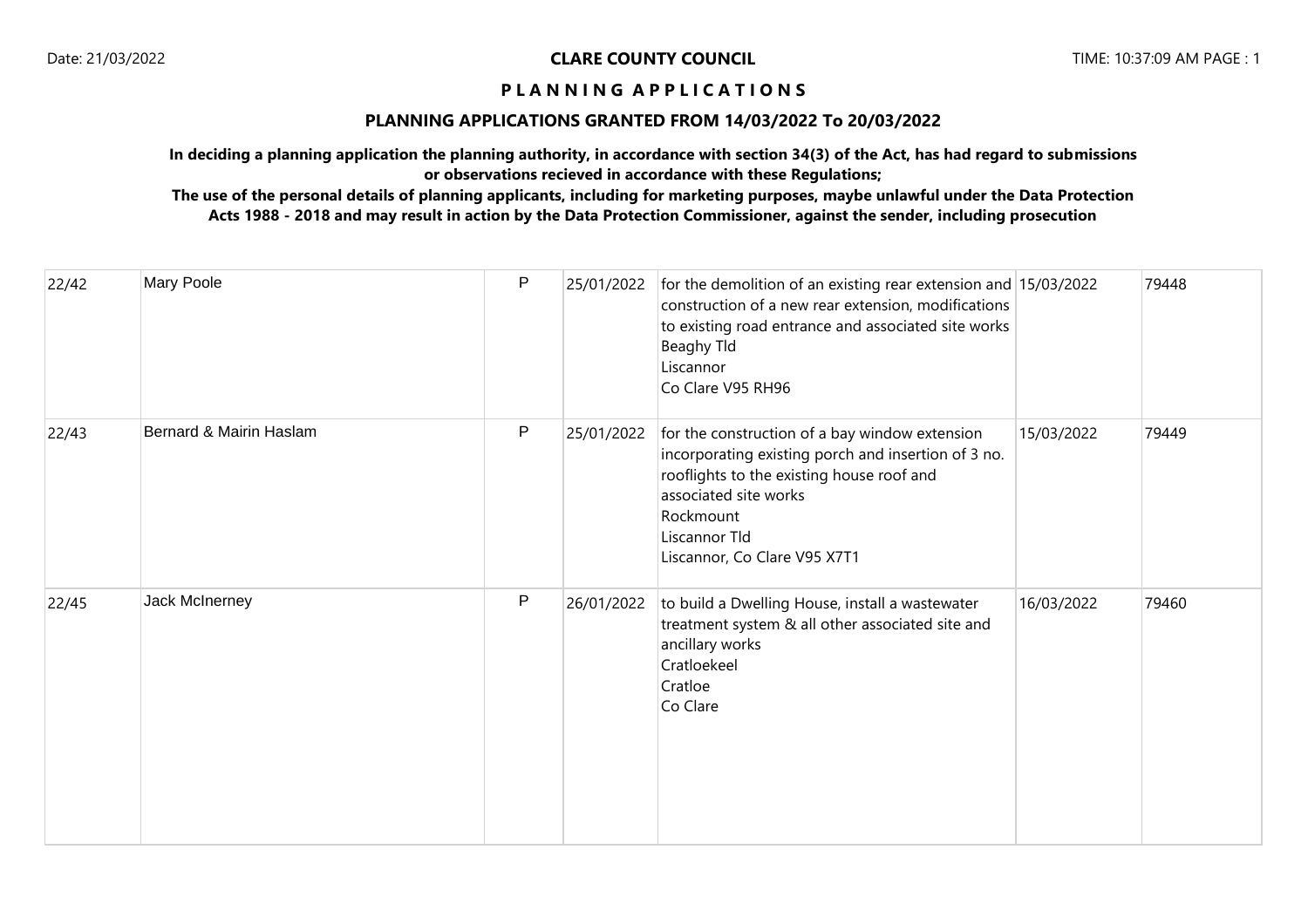**CLARE COUNTY COUNCIL**

**P L A N N I N G   A P P L I C A T I O N S**

**PLANNING APPLICATIONS GRANTED FROM 14/03/2022 To 20/03/2022**

**In deciding a planning application the planning authority, in accordance with section 34(3) of the Act, has had regard to submissions or observations recieved in accordance with these Regulations;**

**The use of the personal details of planning applicants, including for marketing purposes, maybe unlawful under the Data Protection Acts 1988 - 2018 and may result in action by the Data Protection Commissioner, against the sender, including prosecution**

| | | | | | | |
|---|---|---|---|---|---|---|
| 22/42 | Mary Poole | P | 25/01/2022 | for the demolition of an existing rear extension and construction of a new rear extension, modifications to existing road entrance and associated site works<br>Beaghy Tld<br>Liscannor<br>Co Clare V95 RH96 | 15/03/2022 | 79448 |
| 22/43 | Bernard & Mairin Haslam | P | 25/01/2022 | for the construction of a bay window extension incorporating existing porch and insertion of 3 no. rooflights to the existing house roof and associated site works<br>Rockmount<br>Liscannor Tld<br>Liscannor, Co Clare V95 X7T1 | 15/03/2022 | 79449 |
| 22/45 | Jack McInerney | P | 26/01/2022 | to build a Dwelling House, install a wastewater treatment system & all other associated site and ancillary works<br>Cratloekeel<br>Cratloe<br>Co Clare | 16/03/2022 | 79460 |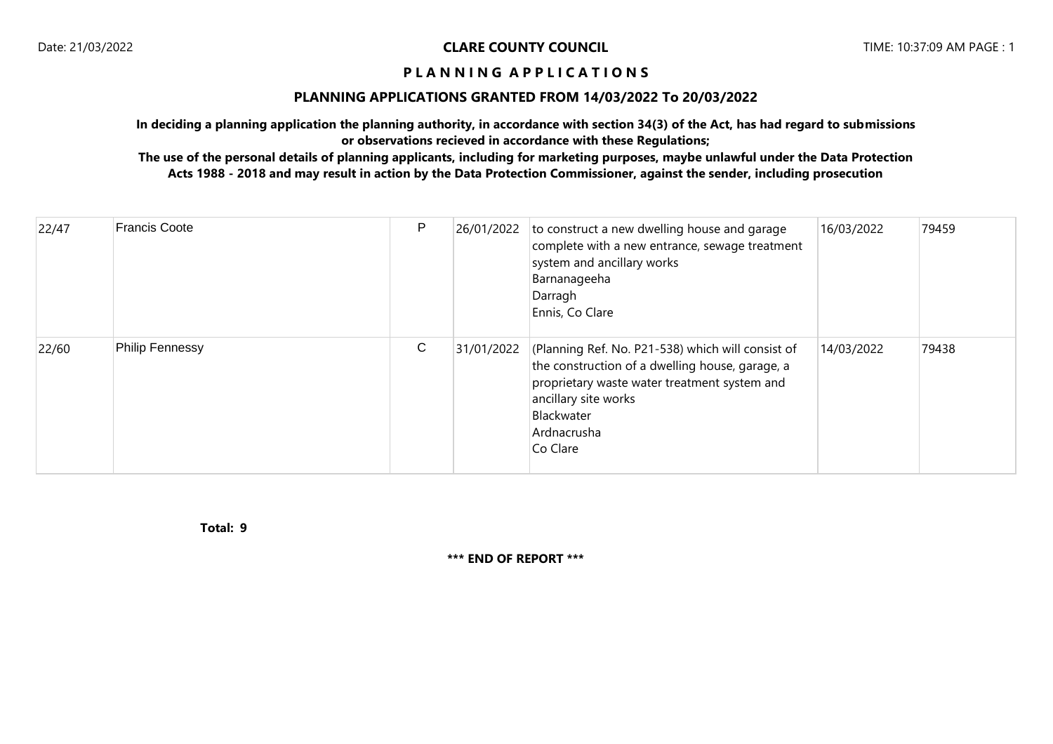**CLARE COUNTY COUNCIL**

**P L A N N I N G A P P L I C A T I O N S**

**PLANNING APPLICATIONS GRANTED FROM 14/03/2022 To 20/03/2022**

**In deciding a planning application the planning authority, in accordance with section 34(3) of the Act, has had regard to submissions or observations recieved in accordance with these Regulations;**

**The use of the personal details of planning applicants, including for marketing purposes, maybe unlawful under the Data Protection Acts 1988 - 2018 and may result in action by the Data Protection Commissioner, against the sender, including prosecution**

| | | | | | | |
|---|---|---|---|---|---|---|
| 22/47 | Francis Coote | P | 26/01/2022 | to construct a new dwelling house and garage complete with a new entrance, sewage treatment system and ancillary works<br>Barnanageeha<br>Darragh<br>Ennis, Co Clare | 16/03/2022 | 79459 |
| 22/60 | Philip Fennessy | C | 31/01/2022 | (Planning Ref. No. P21-538) which will consist of the construction of a dwelling house, garage, a proprietary waste water treatment system and ancillary site works<br>Blackwater<br>Ardnacrusha<br>Co Clare | 14/03/2022 | 79438 |

**Total: 9**

**\*\*\* END OF REPORT \*\*\***